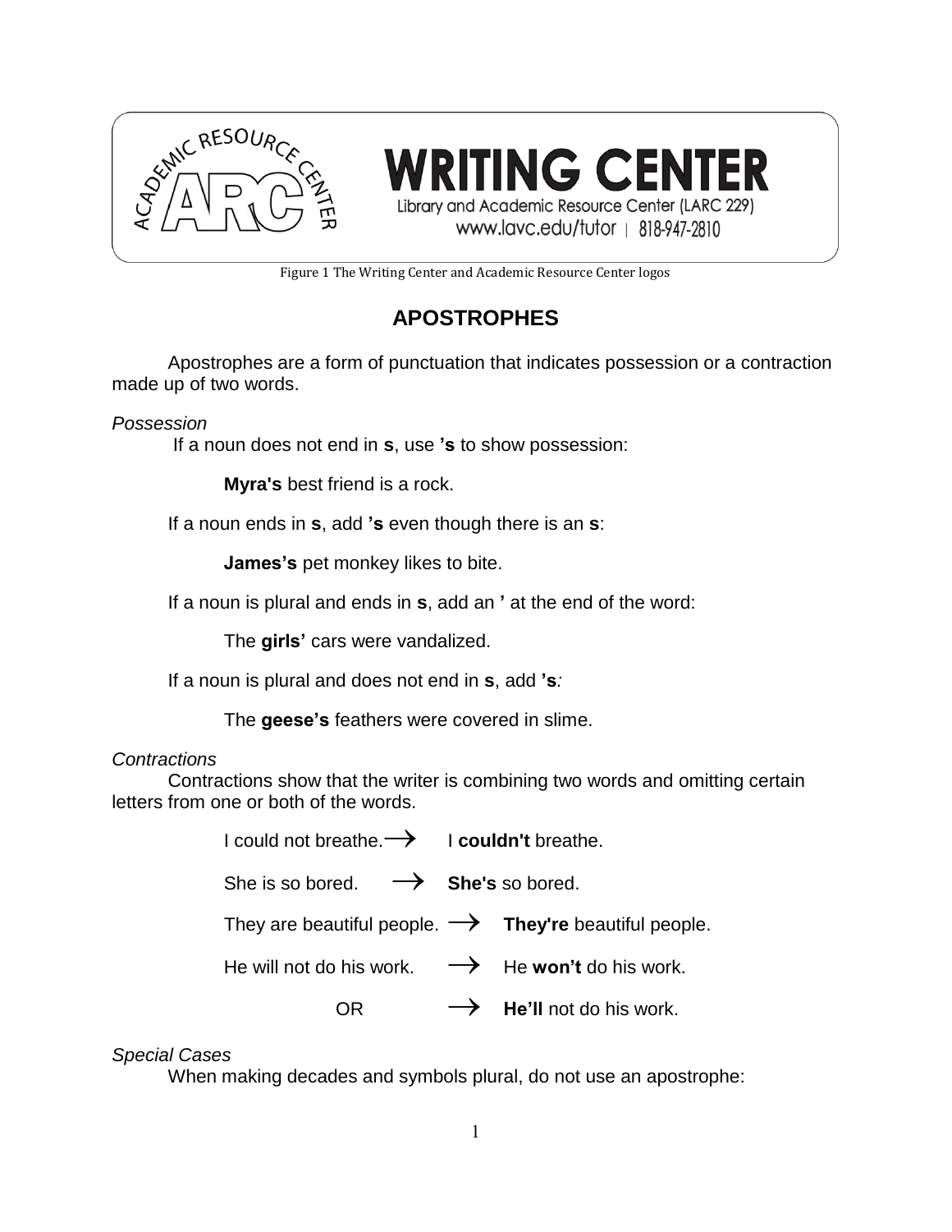WRITING CENTER
Library and Academic Resource Center (LARC 229)
www.lavc.edu/tutor | 818-947-2810

Figure 1 The Writing Center and Academic Resource Center logos

# APOSTROPHES

Apostrophes are a form of punctuation that indicates possession or a contraction made up of two words.

*Possession*

If a noun does not end in **s**, use **'s** to show possession:

> **Myra's** best friend is a rock.

If a noun ends in **s**, add **'s** even though there is an **s**:

> **James's** pet monkey likes to bite.

If a noun is plural and ends in **s**, add an **'** at the end of the word:

> The **girls'** cars were vandalized.

If a noun is plural and does not end in **s**, add **'s**:

> The **geese's** feathers were covered in slime.

*Contractions*

Contractions show that the writer is combining two words and omitting certain letters from one or both of the words.

> I could not breathe. → I **couldn't** breathe.
>
> She is so bored. → **She's** so bored.
>
> They are beautiful people. → **They're** beautiful people.
>
> He will not do his work. → He **won't** do his work.
>
> OR → **He'll** not do his work.

*Special Cases*

When making decades and symbols plural, do not use an apostrophe: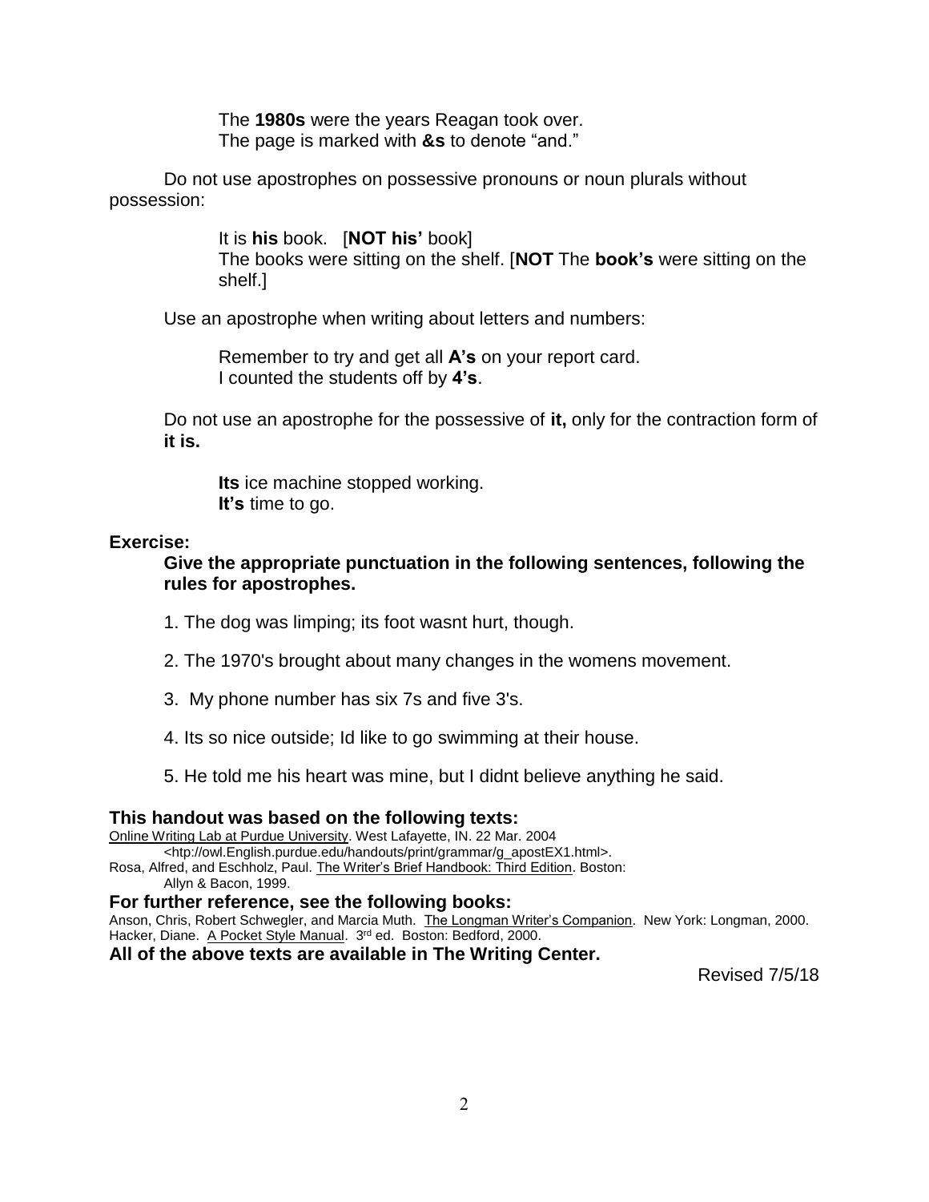The **1980s** were the years Reagan took over.
The page is marked with **&s** to denote "and."

Do not use apostrophes on possessive pronouns or noun plurals without possession:

It is **his** book. [**NOT his'** book]
The books were sitting on the shelf. [**NOT** The **book's** were sitting on the shelf.]

Use an apostrophe when writing about letters and numbers:

Remember to try and get all **A's** on your report card.
I counted the students off by **4's**.

Do not use an apostrophe for the possessive of **it,** only for the contraction form of **it is.**

**Its** ice machine stopped working.
**It's** time to go.

**Exercise:**

**Give the appropriate punctuation in the following sentences, following the rules for apostrophes.**

1. The dog was limping; its foot wasnt hurt, though.

2. The 1970's brought about many changes in the womens movement.

3. My phone number has six 7s and five 3's.

4. Its so nice outside; Id like to go swimming at their house.

5. He told me his heart was mine, but I didnt believe anything he said.

**This handout was based on the following texts:**

Online Writing Lab at Purdue University. West Lafayette, IN. 22 Mar. 2004 <htp://owl.English.purdue.edu/handouts/print/grammar/g_apostEX1.html>.
Rosa, Alfred, and Eschholz, Paul. The Writer's Brief Handbook: Third Edition. Boston: Allyn & Bacon, 1999.

**For further reference, see the following books:**

Anson, Chris, Robert Schwegler, and Marcia Muth. The Longman Writer's Companion. New York: Longman, 2000.
Hacker, Diane. A Pocket Style Manual. 3rd ed. Boston: Bedford, 2000.

**All of the above texts are available in The Writing Center.**

Revised 7/5/18